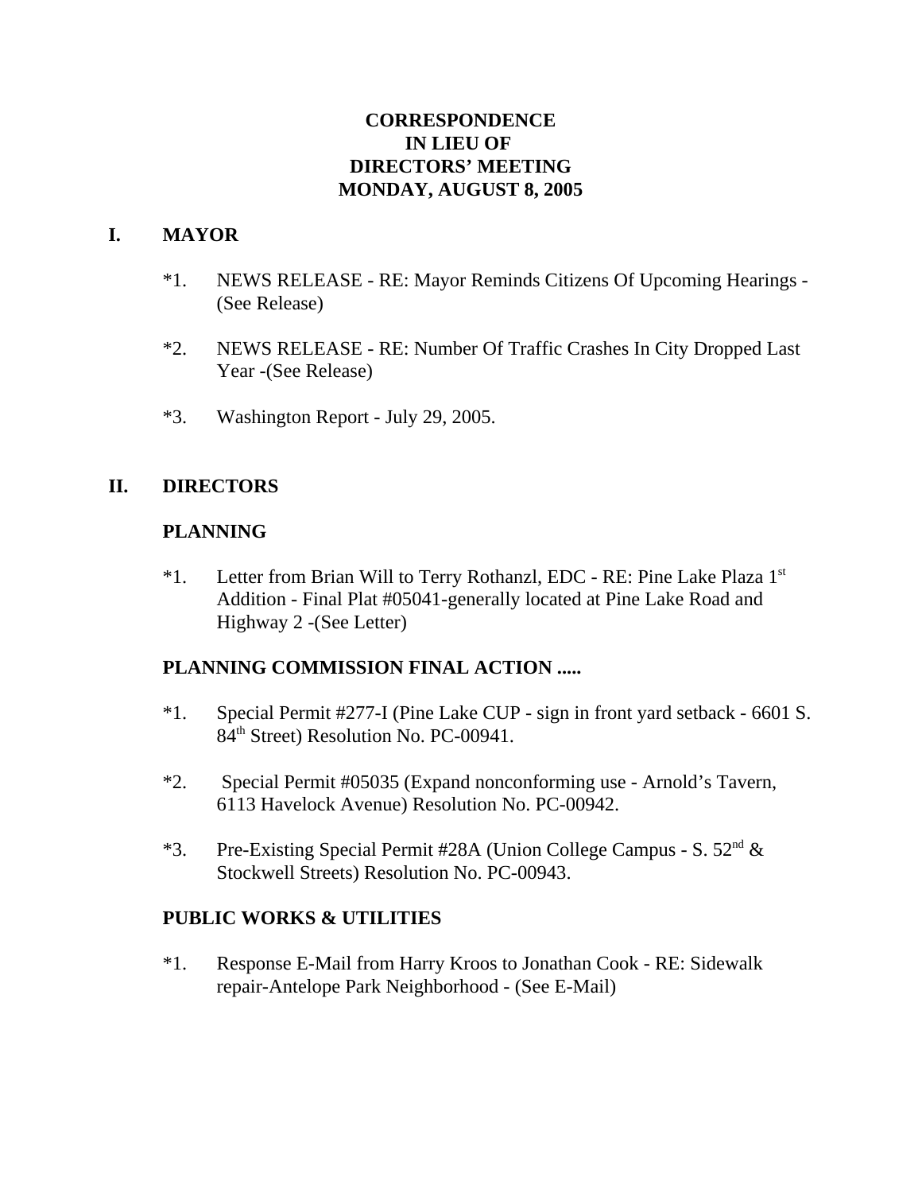# CORRESPONDENCE
# IN LIEU OF
# DIRECTORS' MEETING
# MONDAY, AUGUST 8, 2005

## I. MAYOR

*1. NEWS RELEASE - RE: Mayor Reminds Citizens Of Upcoming Hearings - (See Release)

*2. NEWS RELEASE - RE: Number Of Traffic Crashes In City Dropped Last Year -(See Release)

*3. Washington Report - July 29, 2005.

## II. DIRECTORS

### PLANNING

*1. Letter from Brian Will to Terry Rothanzl, EDC - RE: Pine Lake Plaza 1st Addition - Final Plat #05041-generally located at Pine Lake Road and Highway 2 -(See Letter)

### PLANNING COMMISSION FINAL ACTION .....

*1. Special Permit #277-I (Pine Lake CUP - sign in front yard setback - 6601 S. 84th Street) Resolution No. PC-00941.

*2. Special Permit #05035 (Expand nonconforming use - Arnold's Tavern, 6113 Havelock Avenue) Resolution No. PC-00942.

*3. Pre-Existing Special Permit #28A (Union College Campus - S. 52nd & Stockwell Streets) Resolution No. PC-00943.

### PUBLIC WORKS & UTILITIES

*1. Response E-Mail from Harry Kroos to Jonathan Cook - RE: Sidewalk repair-Antelope Park Neighborhood - (See E-Mail)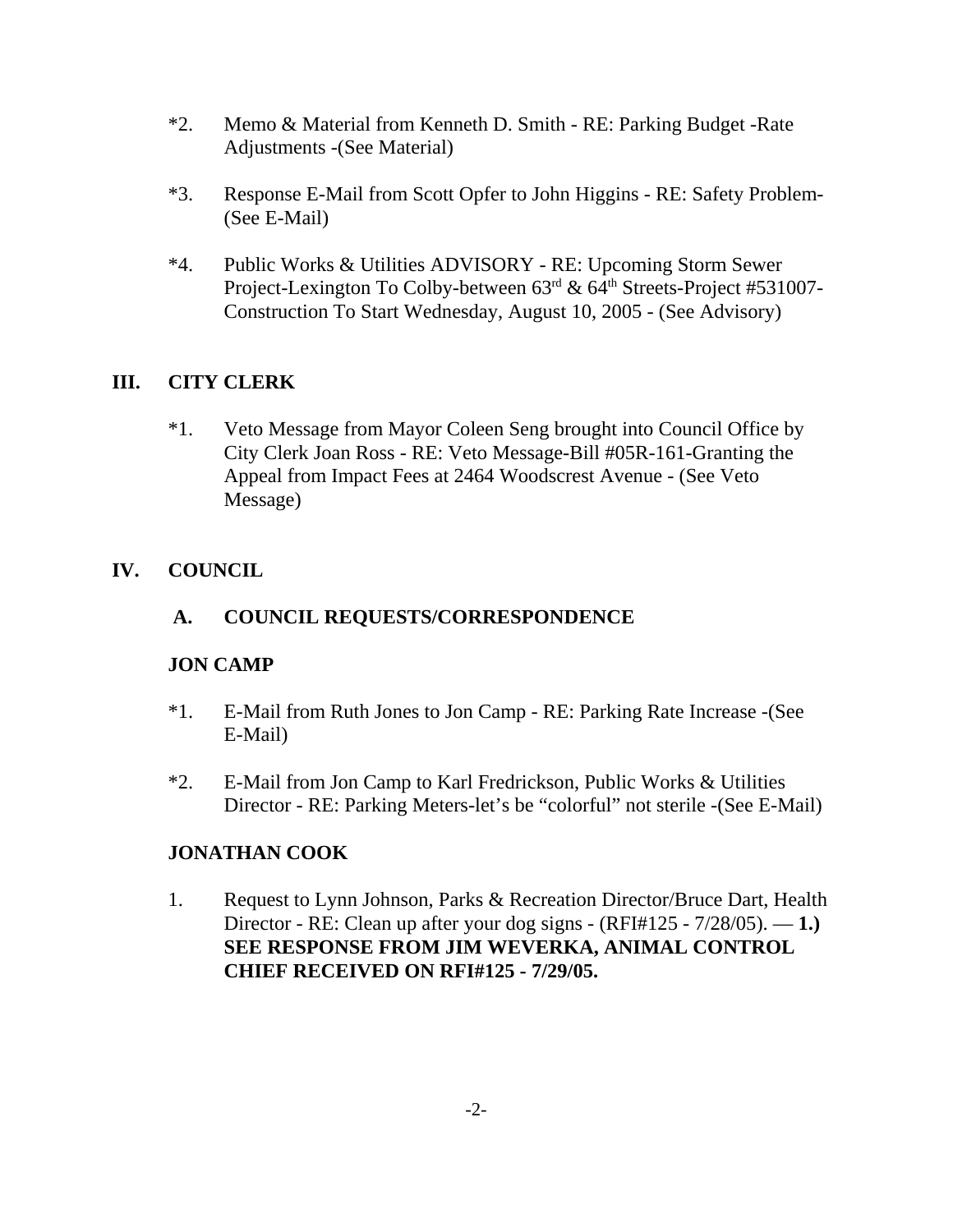*2. Memo & Material from Kenneth D. Smith - RE: Parking Budget -Rate Adjustments -(See Material)

*3. Response E-Mail from Scott Opfer to John Higgins - RE: Safety Problem- (See E-Mail)

*4. Public Works & Utilities ADVISORY - RE: Upcoming Storm Sewer Project-Lexington To Colby-between 63rd & 64th Streets-Project #531007- Construction To Start Wednesday, August 10, 2005 - (See Advisory)

## III. CITY CLERK

*1. Veto Message from Mayor Coleen Seng brought into Council Office by City Clerk Joan Ross - RE: Veto Message-Bill #05R-161-Granting the Appeal from Impact Fees at 2464 Woodscrest Avenue - (See Veto Message)

## IV. COUNCIL

### A. COUNCIL REQUESTS/CORRESPONDENCE

**JON CAMP**

*1. E-Mail from Ruth Jones to Jon Camp - RE: Parking Rate Increase -(See E-Mail)

*2. E-Mail from Jon Camp to Karl Fredrickson, Public Works & Utilities Director - RE: Parking Meters-let's be "colorful" not sterile -(See E-Mail)

**JONATHAN COOK**

1. Request to Lynn Johnson, Parks & Recreation Director/Bruce Dart, Health Director - RE: Clean up after your dog signs - (RFI#125 - 7/28/05). — **1.) SEE RESPONSE FROM JIM WEVERKA, ANIMAL CONTROL CHIEF RECEIVED ON RFI#125 - 7/29/05.**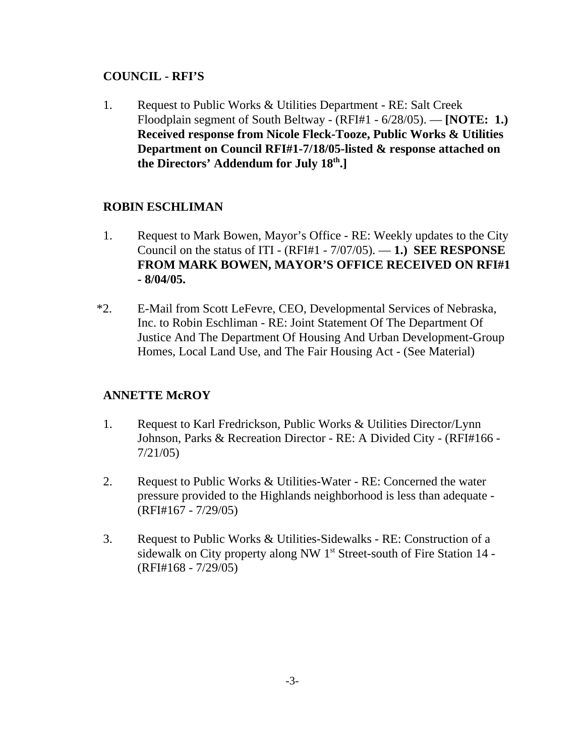**COUNCIL - RFI'S**

1. Request to Public Works & Utilities Department - RE: Salt Creek Floodplain segment of South Beltway - (RFI#1 - 6/28/05). — **[NOTE: 1.) Received response from Nicole Fleck-Tooze, Public Works & Utilities Department on Council RFI#1-7/18/05-listed & response attached on the Directors' Addendum for July 18th.]**

**ROBIN ESCHLIMAN**

1. Request to Mark Bowen, Mayor's Office - RE: Weekly updates to the City Council on the status of ITI - (RFI#1 - 7/07/05). — **1.) SEE RESPONSE FROM MARK BOWEN, MAYOR'S OFFICE RECEIVED ON RFI#1 - 8/04/05.**

*2. E-Mail from Scott LeFevre, CEO, Developmental Services of Nebraska, Inc. to Robin Eschliman - RE: Joint Statement Of The Department Of Justice And The Department Of Housing And Urban Development-Group Homes, Local Land Use, and The Fair Housing Act - (See Material)

**ANNETTE McROY**

1. Request to Karl Fredrickson, Public Works & Utilities Director/Lynn Johnson, Parks & Recreation Director - RE: A Divided City - (RFI#166 - 7/21/05)

2. Request to Public Works & Utilities-Water - RE: Concerned the water pressure provided to the Highlands neighborhood is less than adequate - (RFI#167 - 7/29/05)

3. Request to Public Works & Utilities-Sidewalks - RE: Construction of a sidewalk on City property along NW 1st Street-south of Fire Station 14 - (RFI#168 - 7/29/05)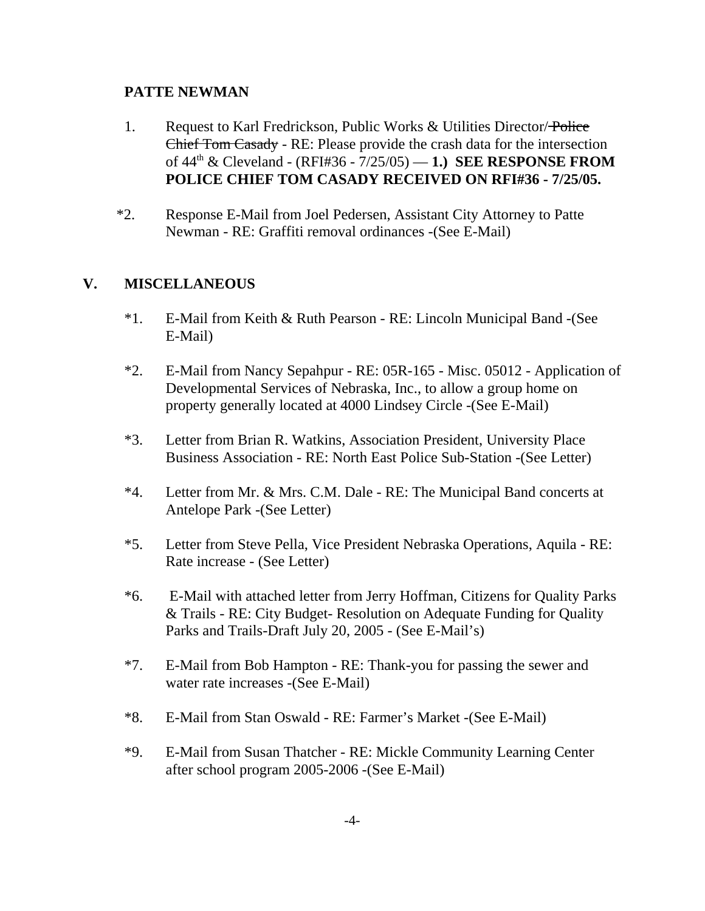**PATTE NEWMAN**

1. Request to Karl Fredrickson, Public Works & Utilities Director/ ~~Police Chief Tom Casady~~ - RE: Please provide the crash data for the intersection of 44th & Cleveland - (RFI#36 - 7/25/05) — **1.) SEE RESPONSE FROM POLICE CHIEF TOM CASADY RECEIVED ON RFI#36 - 7/25/05.**

*2. Response E-Mail from Joel Pedersen, Assistant City Attorney to Patte Newman - RE: Graffiti removal ordinances -(See E-Mail)

## V. MISCELLANEOUS

*1. E-Mail from Keith & Ruth Pearson - RE: Lincoln Municipal Band -(See E-Mail)

*2. E-Mail from Nancy Sepahpur - RE: 05R-165 - Misc. 05012 - Application of Developmental Services of Nebraska, Inc., to allow a group home on property generally located at 4000 Lindsey Circle -(See E-Mail)

*3. Letter from Brian R. Watkins, Association President, University Place Business Association - RE: North East Police Sub-Station -(See Letter)

*4. Letter from Mr. & Mrs. C.M. Dale - RE: The Municipal Band concerts at Antelope Park -(See Letter)

*5. Letter from Steve Pella, Vice President Nebraska Operations, Aquila - RE: Rate increase - (See Letter)

*6. E-Mail with attached letter from Jerry Hoffman, Citizens for Quality Parks & Trails - RE: City Budget- Resolution on Adequate Funding for Quality Parks and Trails-Draft July 20, 2005 - (See E-Mail's)

*7. E-Mail from Bob Hampton - RE: Thank-you for passing the sewer and water rate increases -(See E-Mail)

*8. E-Mail from Stan Oswald - RE: Farmer's Market -(See E-Mail)

*9. E-Mail from Susan Thatcher - RE: Mickle Community Learning Center after school program 2005-2006 -(See E-Mail)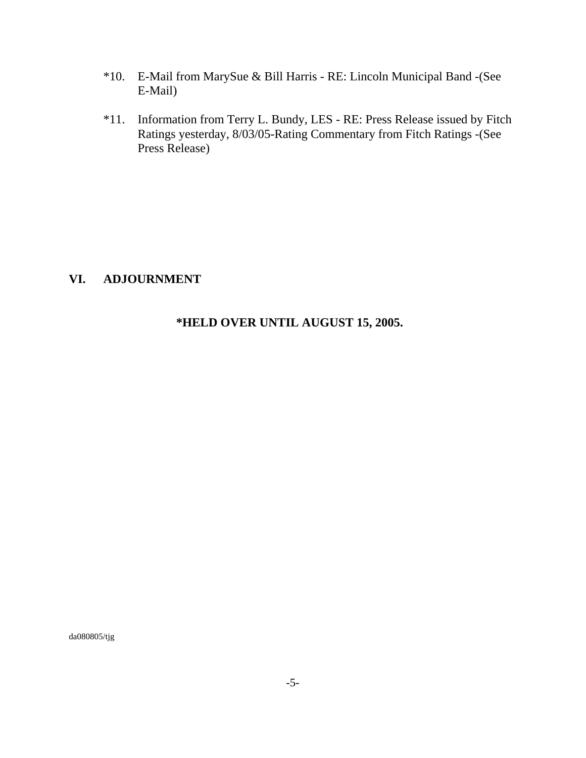*10. E-Mail from MarySue & Bill Harris - RE: Lincoln Municipal Band -(See E-Mail)

*11. Information from Terry L. Bundy, LES - RE: Press Release issued by Fitch Ratings yesterday, 8/03/05-Rating Commentary from Fitch Ratings -(See Press Release)

## VI. ADJOURNMENT

**\*HELD OVER UNTIL AUGUST 15, 2005.**

da080805/tjg